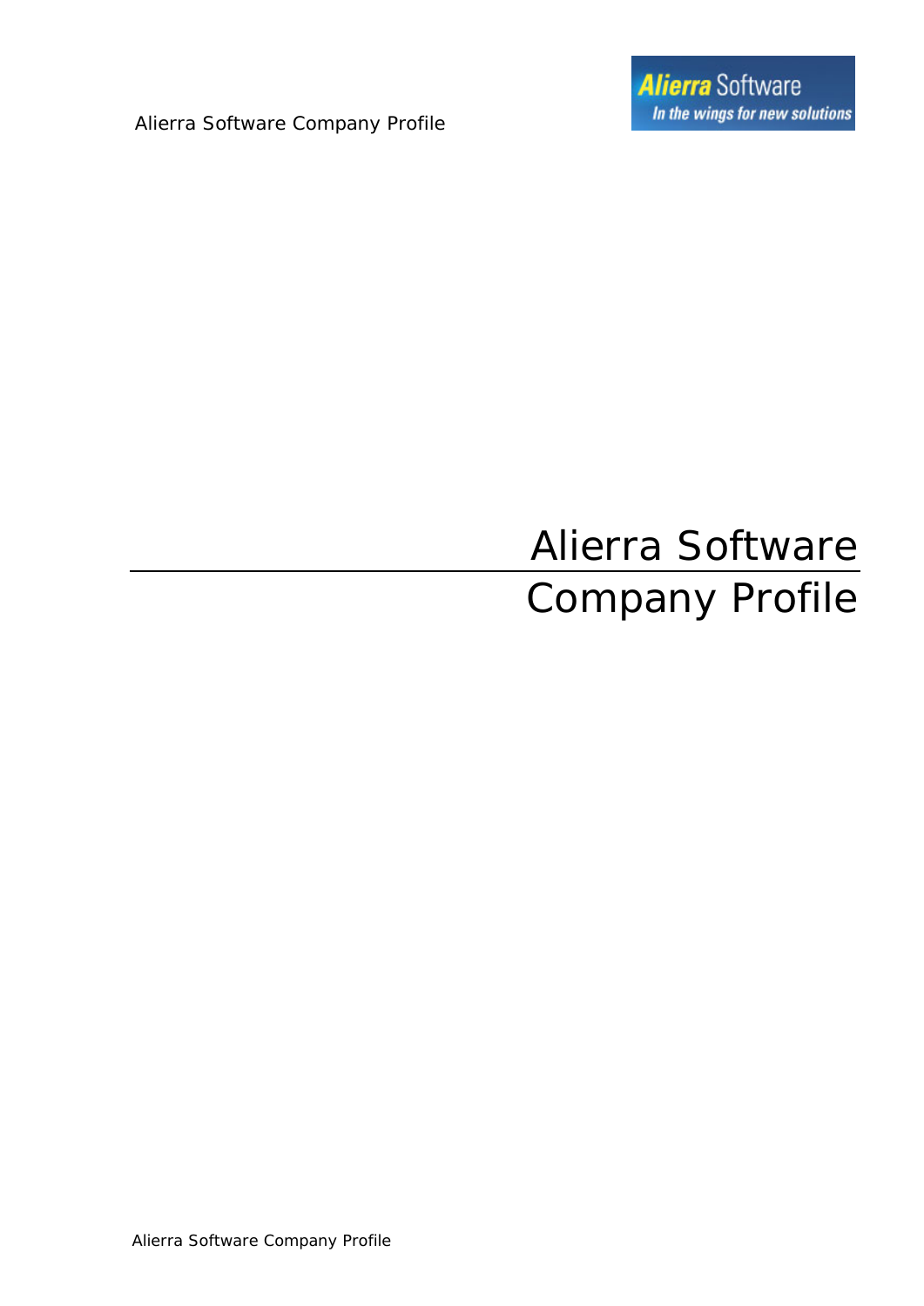# Alierra Software Company Profile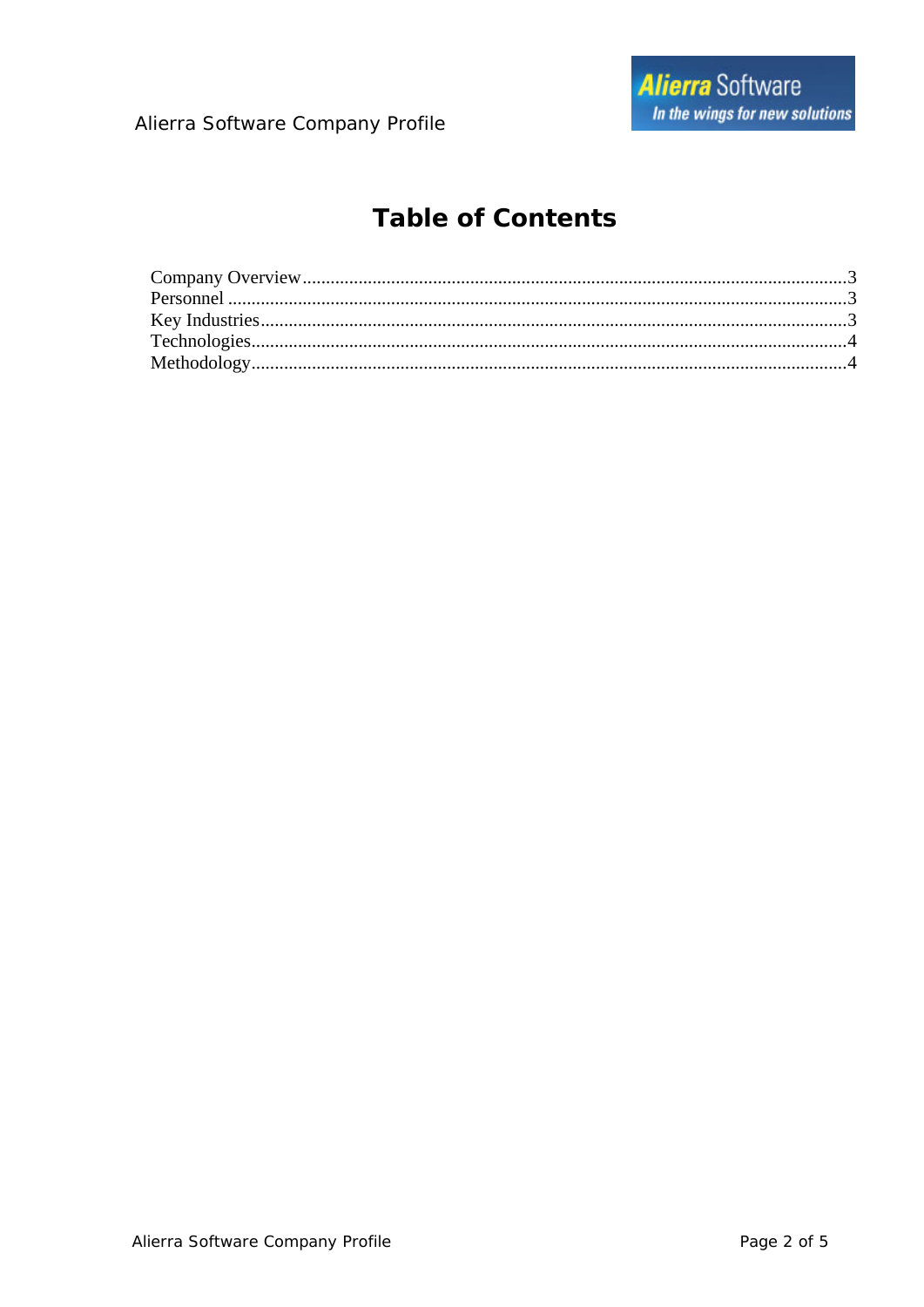# Table of Contents

Company Overview....................................................................................................................3
Personnel ....................................................................................................................................3
Key Industries.............................................................................................................................3
Technologies...............................................................................................................................4
Methodology...............................................................................................................................4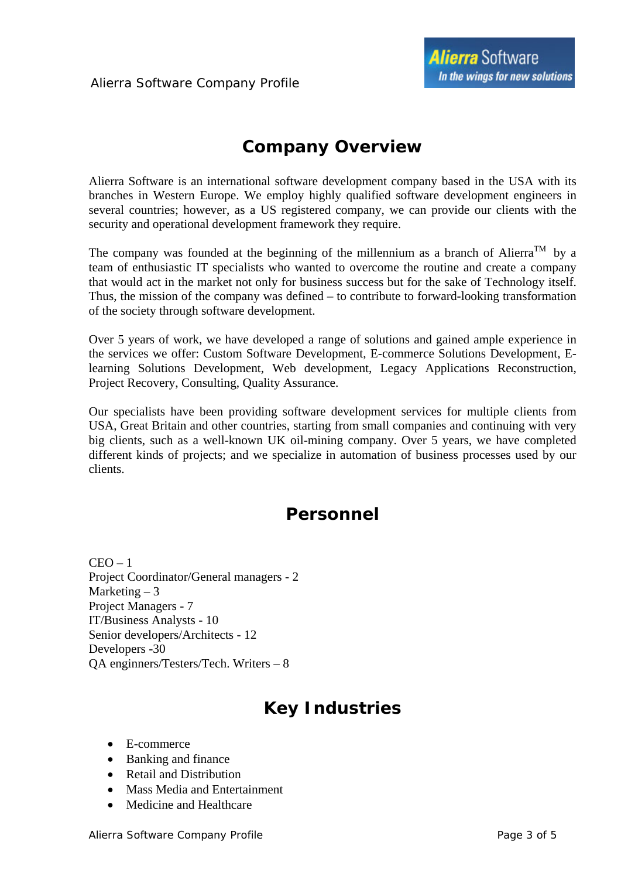# Company Overview

Alierra Software is an international software development company based in the USA with its branches in Western Europe. We employ highly qualified software development engineers in several countries; however, as a US registered company, we can provide our clients with the security and operational development framework they require.

The company was founded at the beginning of the millennium as a branch of Alierra™ by a team of enthusiastic IT specialists who wanted to overcome the routine and create a company that would act in the market not only for business success but for the sake of Technology itself. Thus, the mission of the company was defined – to contribute to forward-looking transformation of the society through software development.

Over 5 years of work, we have developed a range of solutions and gained ample experience in the services we offer: Custom Software Development, E-commerce Solutions Development, E-learning Solutions Development, Web development, Legacy Applications Reconstruction, Project Recovery, Consulting, Quality Assurance.

Our specialists have been providing software development services for multiple clients from USA, Great Britain and other countries, starting from small companies and continuing with very big clients, such as a well-known UK oil-mining company. Over 5 years, we have completed different kinds of projects; and we specialize in automation of business processes used by our clients.

# Personnel

CEO – 1
Project Coordinator/General managers - 2
Marketing – 3
Project Managers - 7
IT/Business Analysts - 10
Senior developers/Architects - 12
Developers -30
QA enginners/Testers/Tech. Writers – 8

# Key Industries

- E-commerce
- Banking and finance
- Retail and Distribution
- Mass Media and Entertainment
- Medicine and Healthcare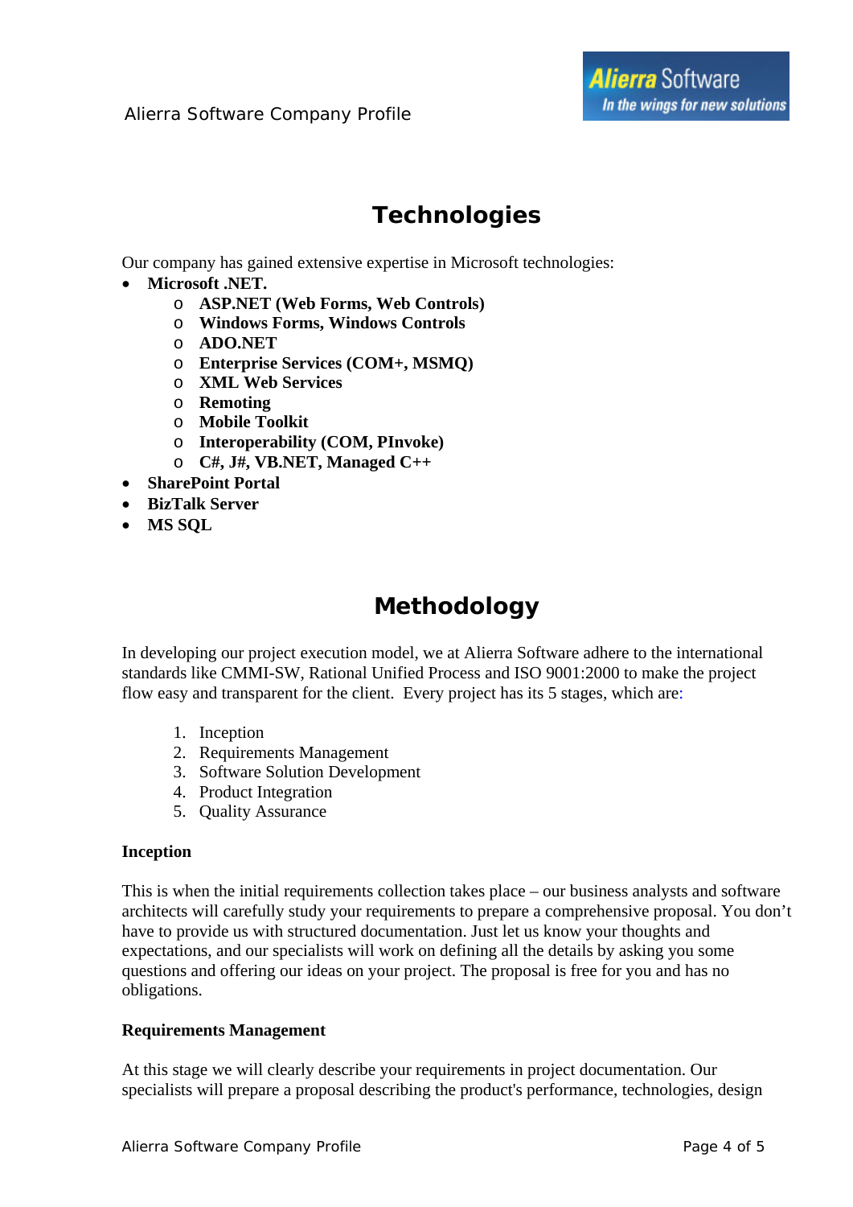# Technologies

Our company has gained extensive expertise in Microsoft technologies:

- **Microsoft .NET.**
  - **ASP.NET (Web Forms, Web Controls)**
  - **Windows Forms, Windows Controls**
  - **ADO.NET**
  - **Enterprise Services (COM+, MSMQ)**
  - **XML Web Services**
  - **Remoting**
  - **Mobile Toolkit**
  - **Interoperability (COM, PInvoke)**
  - **C#, J#, VB.NET, Managed C++**
- **SharePoint Portal**
- **BizTalk Server**
- **MS SQL**

# Methodology

In developing our project execution model, we at Alierra Software adhere to the international standards like CMMI-SW, Rational Unified Process and ISO 9001:2000 to make the project flow easy and transparent for the client. Every project has its 5 stages, which are:

1. Inception
2. Requirements Management
3. Software Solution Development
4. Product Integration
5. Quality Assurance

**Inception**

This is when the initial requirements collection takes place – our business analysts and software architects will carefully study your requirements to prepare a comprehensive proposal. You don't have to provide us with structured documentation. Just let us know your thoughts and expectations, and our specialists will work on defining all the details by asking you some questions and offering our ideas on your project. The proposal is free for you and has no obligations.

**Requirements Management**

At this stage we will clearly describe your requirements in project documentation. Our specialists will prepare a proposal describing the product's performance, technologies, design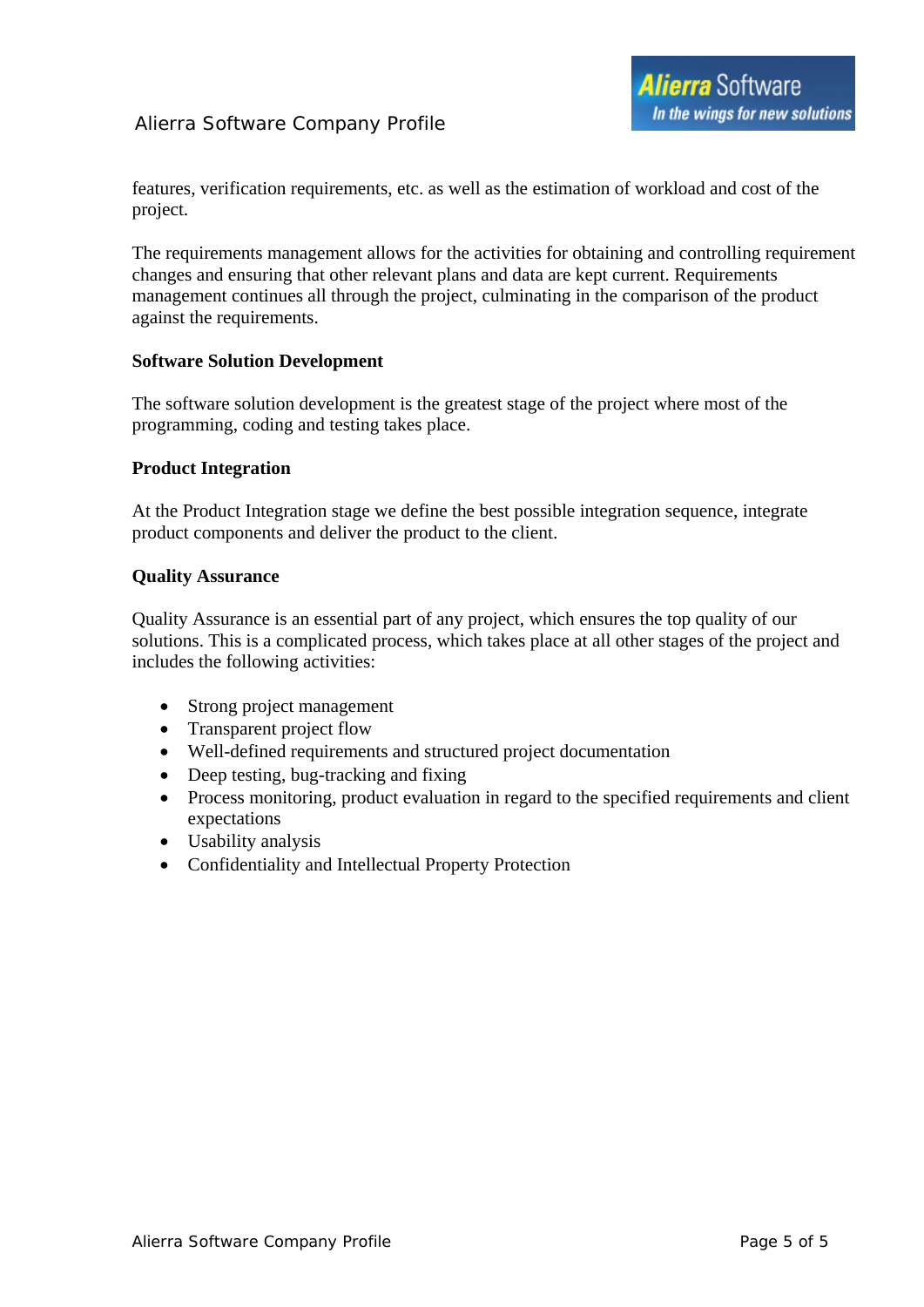features, verification requirements, etc. as well as the estimation of workload and cost of the project.

The requirements management allows for the activities for obtaining and controlling requirement changes and ensuring that other relevant plans and data are kept current. Requirements management continues all through the project, culminating in the comparison of the product against the requirements.

**Software Solution Development**

The software solution development is the greatest stage of the project where most of the programming, coding and testing takes place.

**Product Integration**

At the Product Integration stage we define the best possible integration sequence, integrate product components and deliver the product to the client.

**Quality Assurance**

Quality Assurance is an essential part of any project, which ensures the top quality of our solutions. This is a complicated process, which takes place at all other stages of the project and includes the following activities:

- Strong project management
- Transparent project flow
- Well-defined requirements and structured project documentation
- Deep testing, bug-tracking and fixing
- Process monitoring, product evaluation in regard to the specified requirements and client expectations
- Usability analysis
- Confidentiality and Intellectual Property Protection